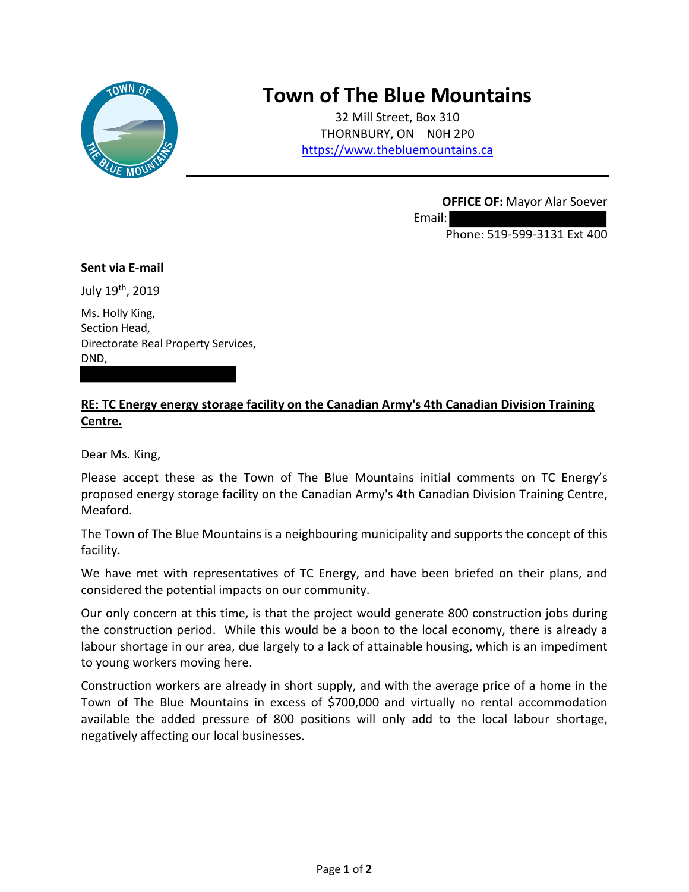# Town of The Blue Mountains

32 Mill Street, Box 310
THORNBURY, ON N0H 2P0
https://www.thebluemountains.ca

**OFFICE OF:** Mayor Alar Soever
Email:
Phone: 519-599-3131 Ext 400

**Sent via E-mail**

July 19th, 2019

Ms. Holly King,
Section Head,
Directorate Real Property Services,
DND,

**RE: TC Energy energy storage facility on the Canadian Army's 4th Canadian Division Training Centre.**

Dear Ms. King,

Please accept these as the Town of The Blue Mountains initial comments on TC Energy's proposed energy storage facility on the Canadian Army's 4th Canadian Division Training Centre, Meaford.

The Town of The Blue Mountains is a neighbouring municipality and supports the concept of this facility.

We have met with representatives of TC Energy, and have been briefed on their plans, and considered the potential impacts on our community.

Our only concern at this time, is that the project would generate 800 construction jobs during the construction period. While this would be a boon to the local economy, there is already a labour shortage in our area, due largely to a lack of attainable housing, which is an impediment to young workers moving here.

Construction workers are already in short supply, and with the average price of a home in the Town of The Blue Mountains in excess of $700,000 and virtually no rental accommodation available the added pressure of 800 positions will only add to the local labour shortage, negatively affecting our local businesses.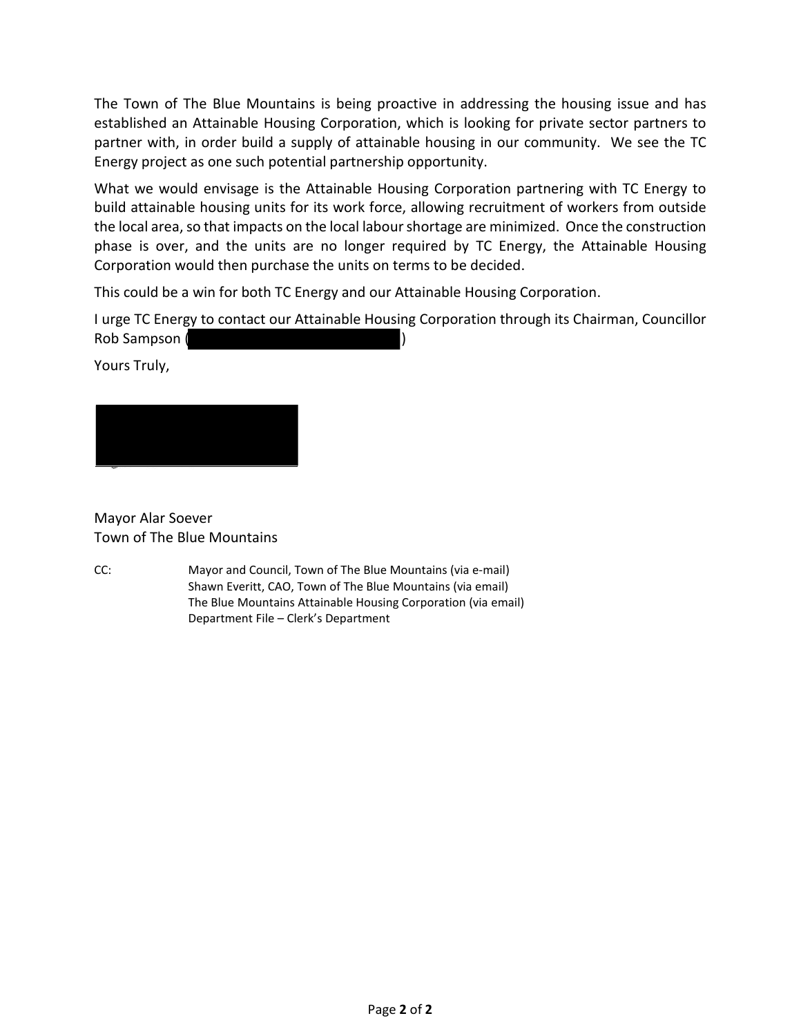The Town of The Blue Mountains is being proactive in addressing the housing issue and has established an Attainable Housing Corporation, which is looking for private sector partners to partner with, in order build a supply of attainable housing in our community. We see the TC Energy project as one such potential partnership opportunity.

What we would envisage is the Attainable Housing Corporation partnering with TC Energy to build attainable housing units for its work force, allowing recruitment of workers from outside the local area, so that impacts on the local labour shortage are minimized. Once the construction phase is over, and the units are no longer required by TC Energy, the Attainable Housing Corporation would then purchase the units on terms to be decided.

This could be a win for both TC Energy and our Attainable Housing Corporation.

I urge TC Energy to contact our Attainable Housing Corporation through its Chairman, Councillor Rob Sampson ( )

Yours Truly,

Mayor Alar Soever
Town of The Blue Mountains

CC: Mayor and Council, Town of The Blue Mountains (via e-mail)
Shawn Everitt, CAO, Town of The Blue Mountains (via email)
The Blue Mountains Attainable Housing Corporation (via email)
Department File – Clerk's Department